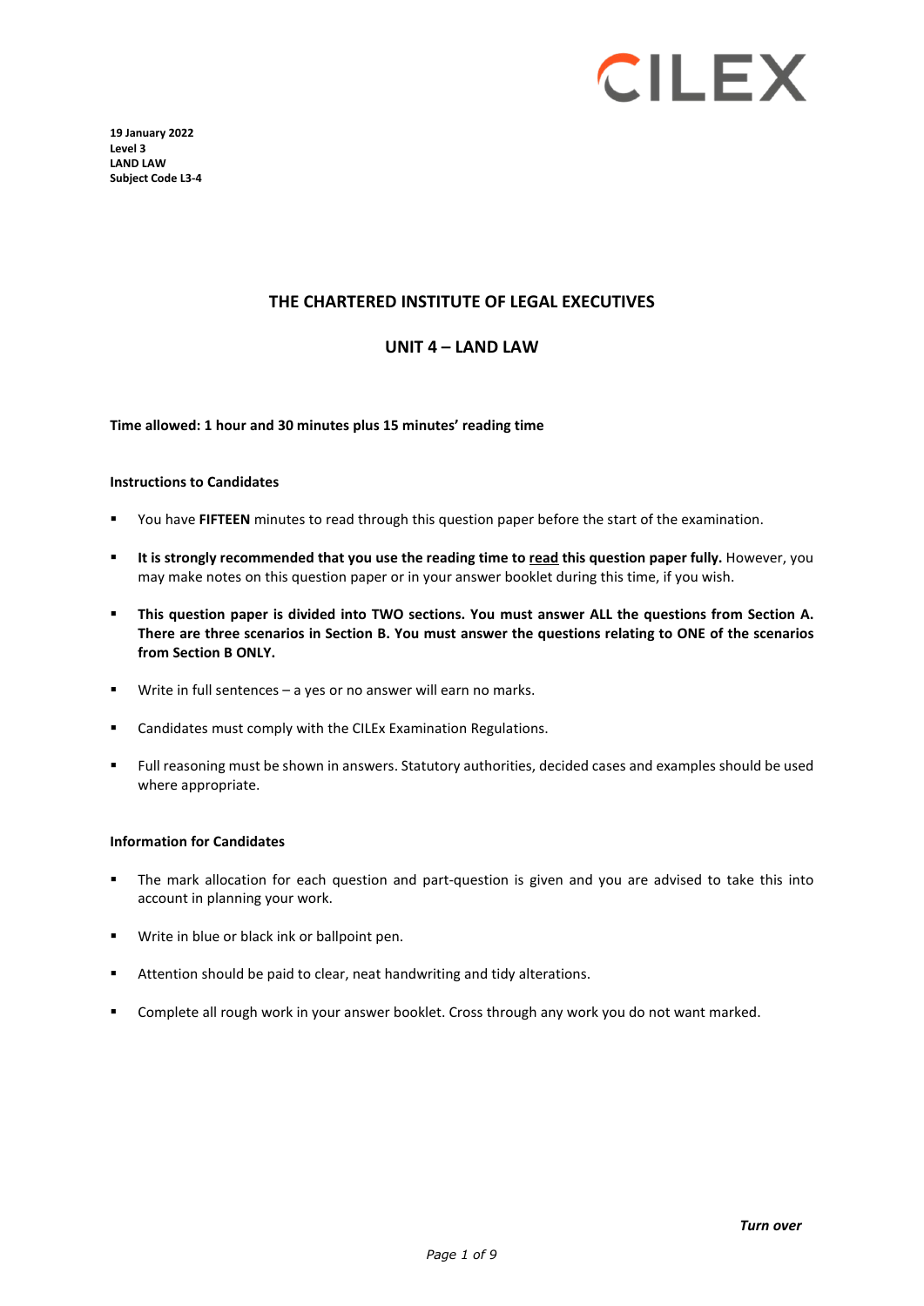CILEX

**19 January 2022**
**Level 3**
**LAND LAW**
**Subject Code L3-4**

## THE CHARTERED INSTITUTE OF LEGAL EXECUTIVES

## UNIT 4 – LAND LAW

**Time allowed: 1 hour and 30 minutes plus 15 minutes' reading time**

**Instructions to Candidates**

- You have **FIFTEEN** minutes to read through this question paper before the start of the examination.
- **It is strongly recommended that you use the reading time to read this question paper fully.** However, you may make notes on this question paper or in your answer booklet during this time, if you wish.
- **This question paper is divided into TWO sections. You must answer ALL the questions from Section A. There are three scenarios in Section B. You must answer the questions relating to ONE of the scenarios from Section B ONLY.**
- Write in full sentences – a yes or no answer will earn no marks.
- Candidates must comply with the CILEx Examination Regulations.
- Full reasoning must be shown in answers. Statutory authorities, decided cases and examples should be used where appropriate.

**Information for Candidates**

- The mark allocation for each question and part-question is given and you are advised to take this into account in planning your work.
- Write in blue or black ink or ballpoint pen.
- Attention should be paid to clear, neat handwriting and tidy alterations.
- Complete all rough work in your answer booklet. Cross through any work you do not want marked.

***Turn over***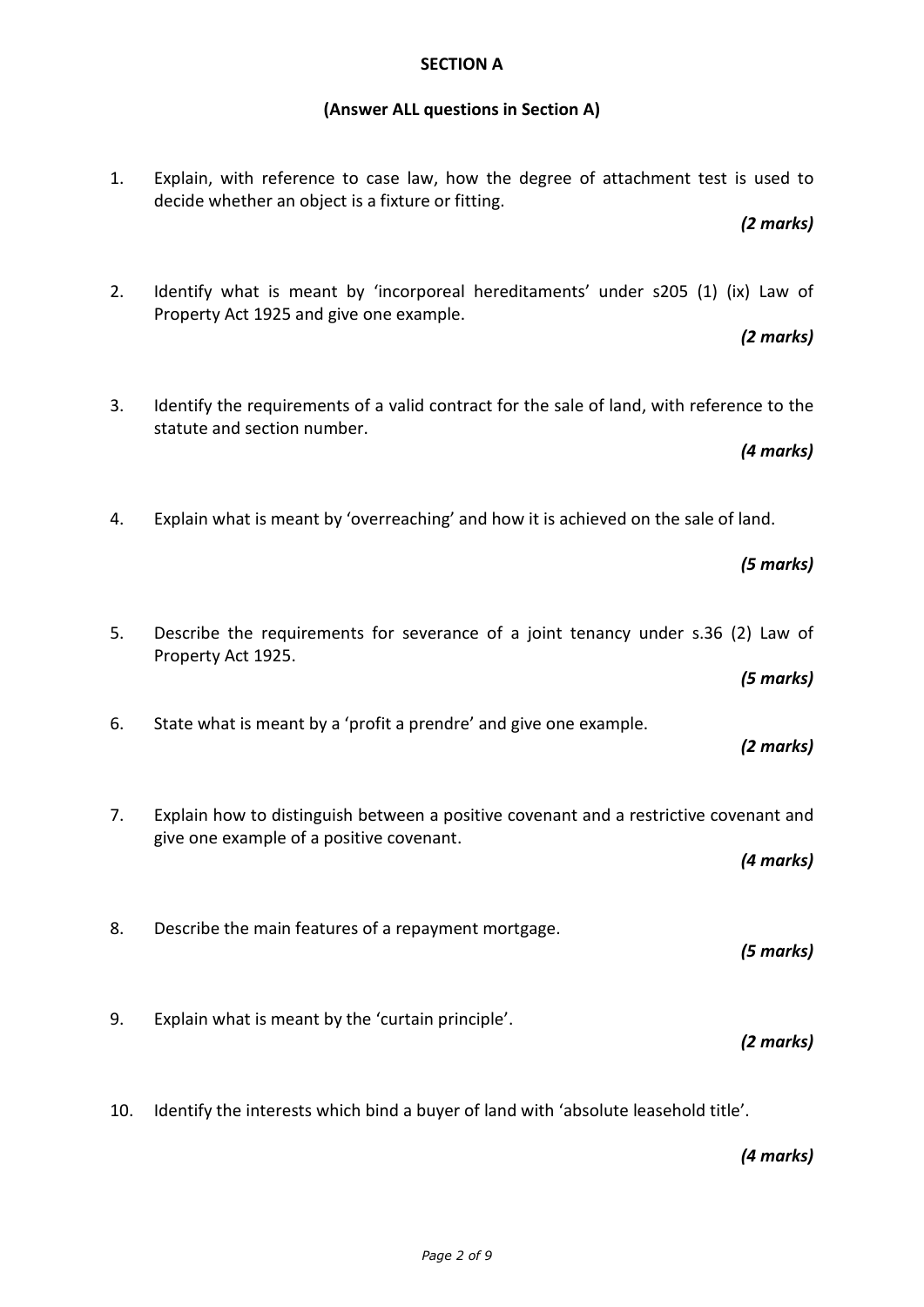## SECTION A

**(Answer ALL questions in Section A)**

1. Explain, with reference to case law, how the degree of attachment test is used to decide whether an object is a fixture or fitting.

   ***(2 marks)***

2. Identify what is meant by 'incorporeal hereditaments' under s205 (1) (ix) Law of Property Act 1925 and give one example.

   ***(2 marks)***

3. Identify the requirements of a valid contract for the sale of land, with reference to the statute and section number.

   ***(4 marks)***

4. Explain what is meant by 'overreaching' and how it is achieved on the sale of land.

   ***(5 marks)***

5. Describe the requirements for severance of a joint tenancy under s.36 (2) Law of Property Act 1925.

   ***(5 marks)***

6. State what is meant by a 'profit a prendre' and give one example.

   ***(2 marks)***

7. Explain how to distinguish between a positive covenant and a restrictive covenant and give one example of a positive covenant.

   ***(4 marks)***

8. Describe the main features of a repayment mortgage.

   ***(5 marks)***

9. Explain what is meant by the 'curtain principle'.

   ***(2 marks)***

10. Identify the interests which bind a buyer of land with 'absolute leasehold title'.

    ***(4 marks)***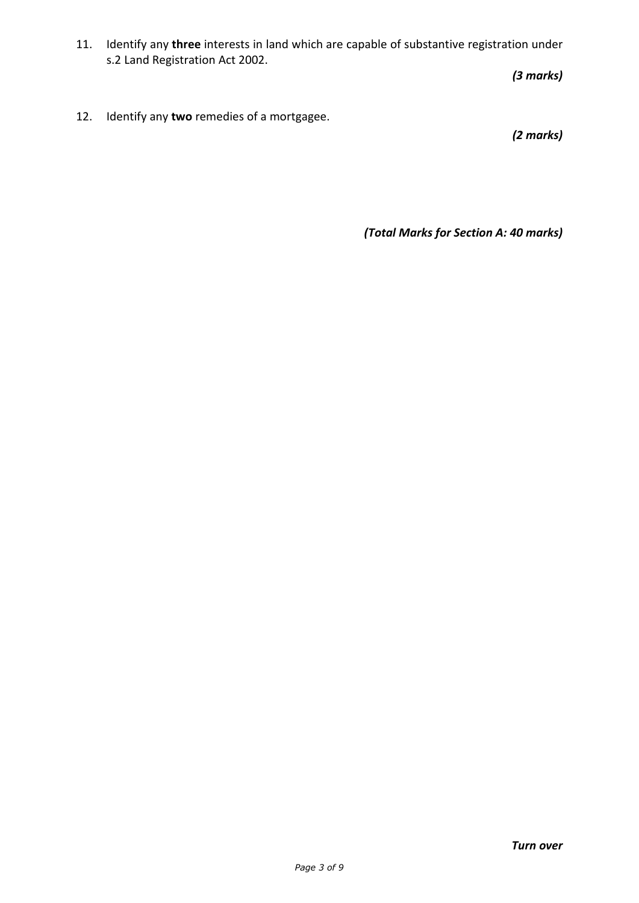11. Identify any **three** interests in land which are capable of substantive registration under s.2 Land Registration Act 2002.

    ***(3 marks)***

12. Identify any **two** remedies of a mortgagee.

    ***(2 marks)***

***(Total Marks for Section A: 40 marks)***

***Turn over***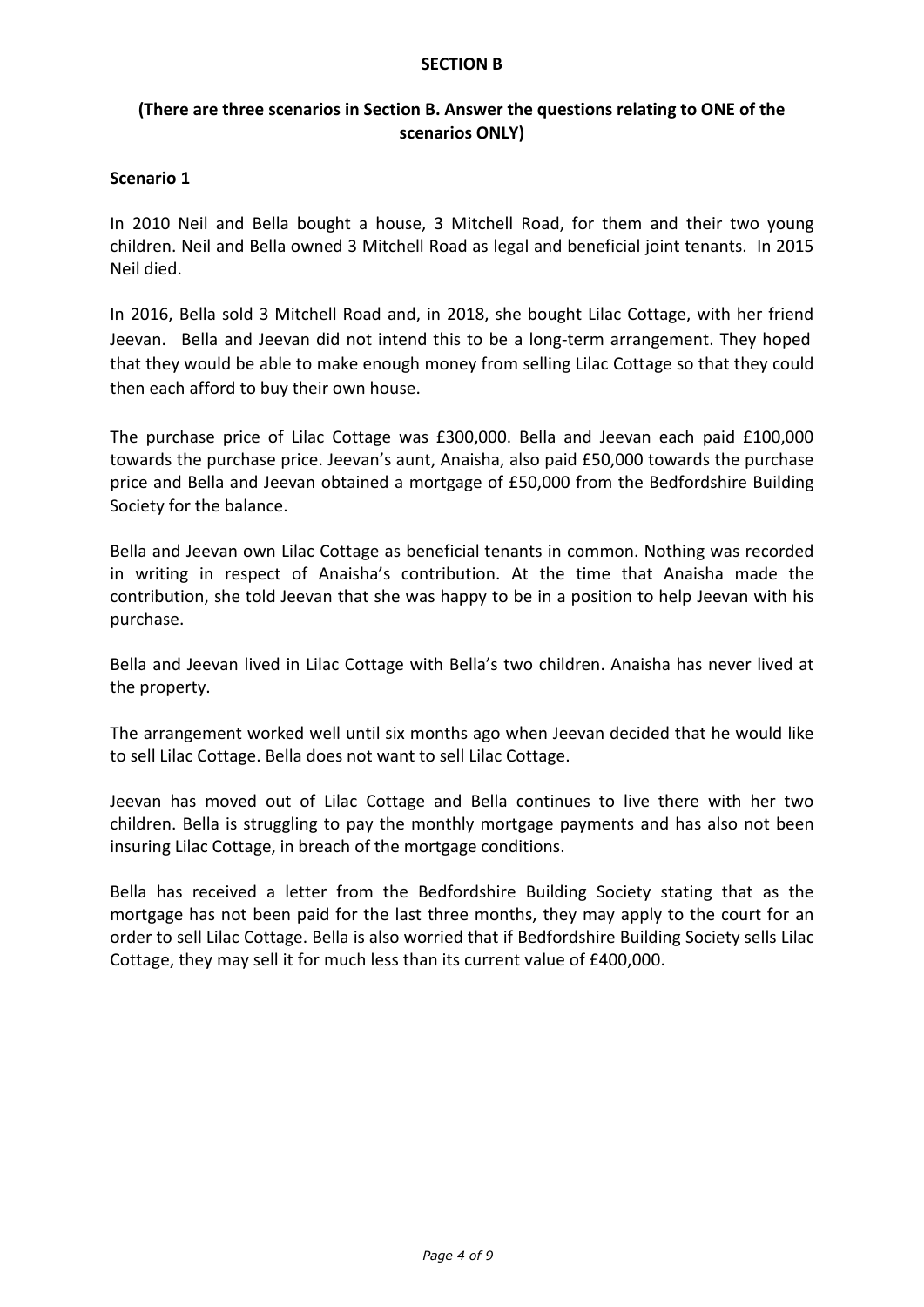**SECTION B**

**(There are three scenarios in Section B. Answer the questions relating to ONE of the scenarios ONLY)**

**Scenario 1**

In 2010 Neil and Bella bought a house, 3 Mitchell Road, for them and their two young children. Neil and Bella owned 3 Mitchell Road as legal and beneficial joint tenants. In 2015 Neil died.

In 2016, Bella sold 3 Mitchell Road and, in 2018, she bought Lilac Cottage, with her friend Jeevan. Bella and Jeevan did not intend this to be a long-term arrangement. They hoped that they would be able to make enough money from selling Lilac Cottage so that they could then each afford to buy their own house.

The purchase price of Lilac Cottage was £300,000. Bella and Jeevan each paid £100,000 towards the purchase price. Jeevan's aunt, Anaisha, also paid £50,000 towards the purchase price and Bella and Jeevan obtained a mortgage of £50,000 from the Bedfordshire Building Society for the balance.

Bella and Jeevan own Lilac Cottage as beneficial tenants in common. Nothing was recorded in writing in respect of Anaisha's contribution. At the time that Anaisha made the contribution, she told Jeevan that she was happy to be in a position to help Jeevan with his purchase.

Bella and Jeevan lived in Lilac Cottage with Bella's two children. Anaisha has never lived at the property.

The arrangement worked well until six months ago when Jeevan decided that he would like to sell Lilac Cottage. Bella does not want to sell Lilac Cottage.

Jeevan has moved out of Lilac Cottage and Bella continues to live there with her two children. Bella is struggling to pay the monthly mortgage payments and has also not been insuring Lilac Cottage, in breach of the mortgage conditions.

Bella has received a letter from the Bedfordshire Building Society stating that as the mortgage has not been paid for the last three months, they may apply to the court for an order to sell Lilac Cottage. Bella is also worried that if Bedfordshire Building Society sells Lilac Cottage, they may sell it for much less than its current value of £400,000.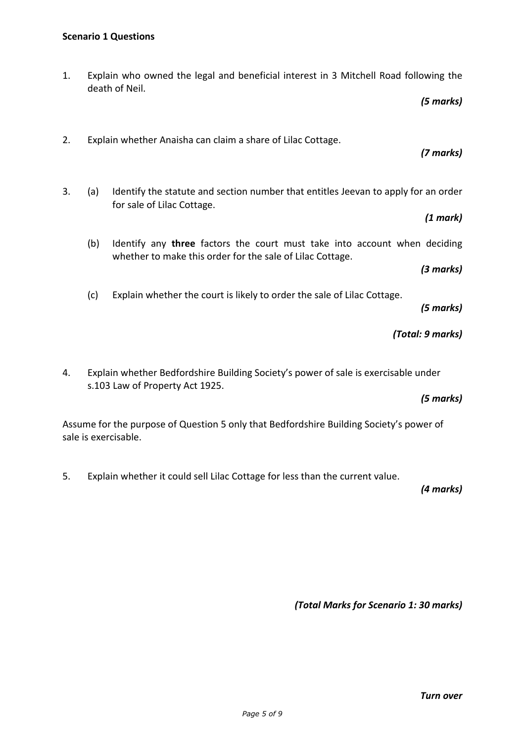**Scenario 1 Questions**

1. Explain who owned the legal and beneficial interest in 3 Mitchell Road following the death of Neil.

   ***(5 marks)***

2. Explain whether Anaisha can claim a share of Lilac Cottage.

   ***(7 marks)***

3. (a) Identify the statute and section number that entitles Jeevan to apply for an order for sale of Lilac Cottage.

   ***(1 mark)***

   (b) Identify any **three** factors the court must take into account when deciding whether to make this order for the sale of Lilac Cottage.

   ***(3 marks)***

   (c) Explain whether the court is likely to order the sale of Lilac Cottage.

   ***(5 marks)***

   ***(Total: 9 marks)***

4. Explain whether Bedfordshire Building Society's power of sale is exercisable under s.103 Law of Property Act 1925.

   ***(5 marks)***

Assume for the purpose of Question 5 only that Bedfordshire Building Society's power of sale is exercisable.

5. Explain whether it could sell Lilac Cottage for less than the current value.

   ***(4 marks)***

***(Total Marks for Scenario 1: 30 marks)***

***Turn over***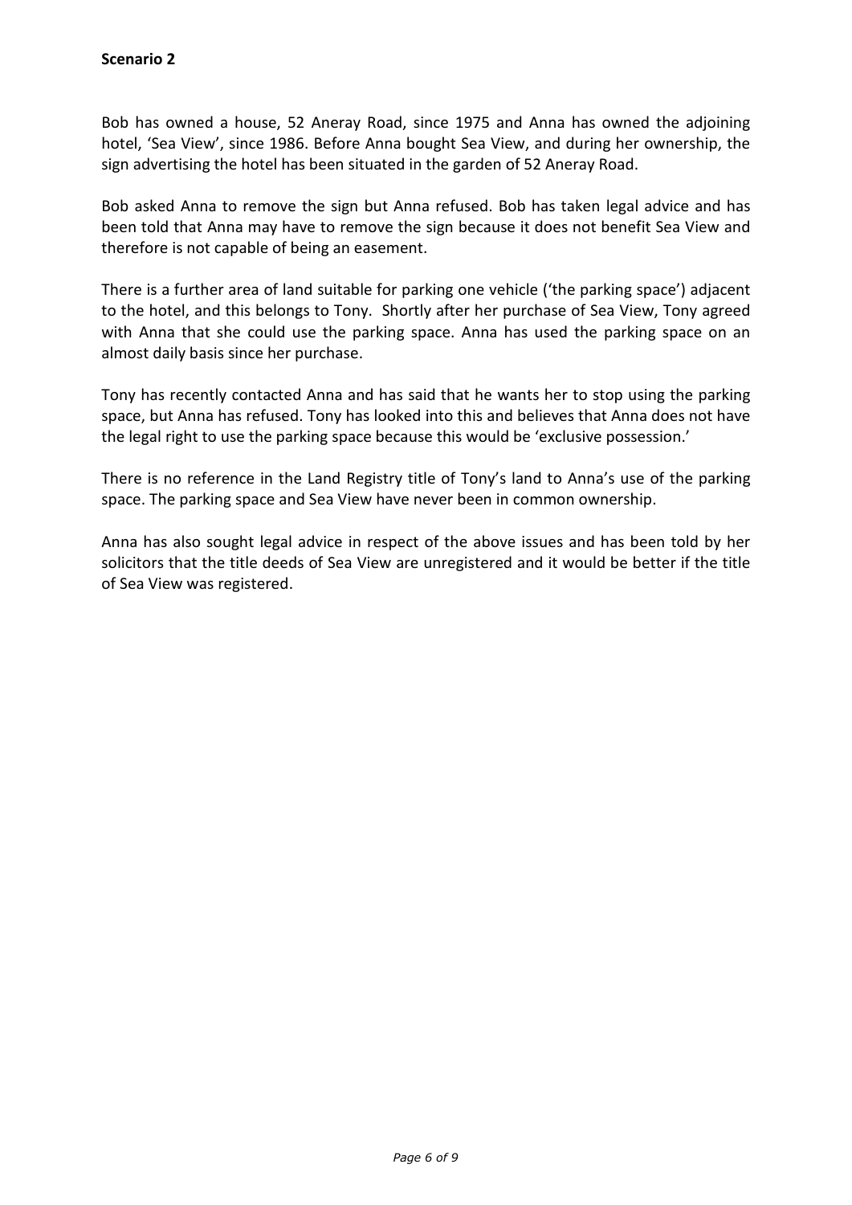**Scenario 2**

Bob has owned a house, 52 Aneray Road, since 1975 and Anna has owned the adjoining hotel, 'Sea View', since 1986. Before Anna bought Sea View, and during her ownership, the sign advertising the hotel has been situated in the garden of 52 Aneray Road.

Bob asked Anna to remove the sign but Anna refused. Bob has taken legal advice and has been told that Anna may have to remove the sign because it does not benefit Sea View and therefore is not capable of being an easement.

There is a further area of land suitable for parking one vehicle ('the parking space') adjacent to the hotel, and this belongs to Tony. Shortly after her purchase of Sea View, Tony agreed with Anna that she could use the parking space. Anna has used the parking space on an almost daily basis since her purchase.

Tony has recently contacted Anna and has said that he wants her to stop using the parking space, but Anna has refused. Tony has looked into this and believes that Anna does not have the legal right to use the parking space because this would be 'exclusive possession.'

There is no reference in the Land Registry title of Tony's land to Anna's use of the parking space. The parking space and Sea View have never been in common ownership.

Anna has also sought legal advice in respect of the above issues and has been told by her solicitors that the title deeds of Sea View are unregistered and it would be better if the title of Sea View was registered.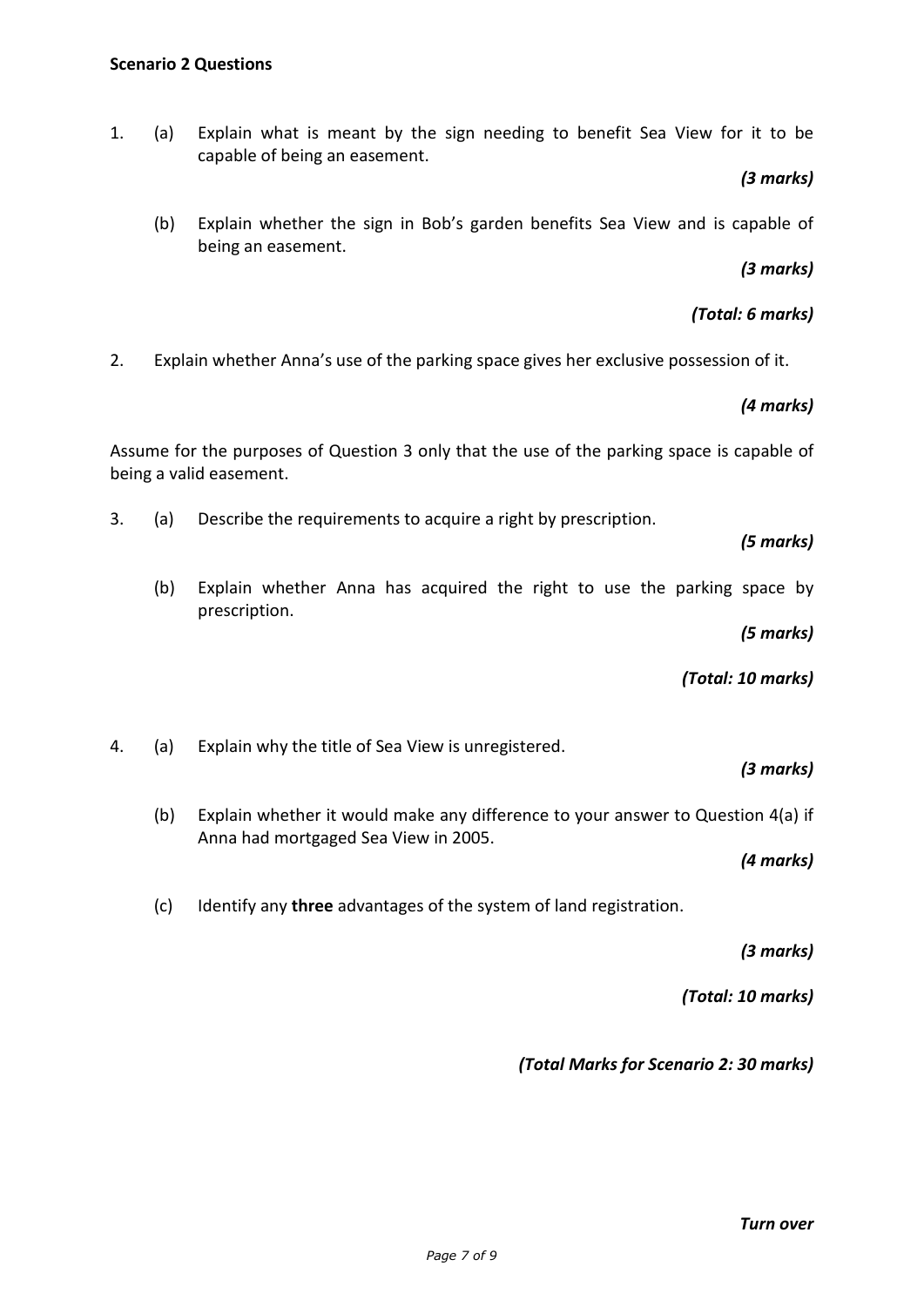**Scenario 2 Questions**

1. (a) Explain what is meant by the sign needing to benefit Sea View for it to be capable of being an easement.

   ***(3 marks)***

   (b) Explain whether the sign in Bob's garden benefits Sea View and is capable of being an easement.

   ***(3 marks)***

   ***(Total: 6 marks)***

2. Explain whether Anna's use of the parking space gives her exclusive possession of it.

   ***(4 marks)***

Assume for the purposes of Question 3 only that the use of the parking space is capable of being a valid easement.

3. (a) Describe the requirements to acquire a right by prescription.

   ***(5 marks)***

   (b) Explain whether Anna has acquired the right to use the parking space by prescription.

   ***(5 marks)***

   ***(Total: 10 marks)***

4. (a) Explain why the title of Sea View is unregistered.

   ***(3 marks)***

   (b) Explain whether it would make any difference to your answer to Question 4(a) if Anna had mortgaged Sea View in 2005.

   ***(4 marks)***

   (c) Identify any **three** advantages of the system of land registration.

   ***(3 marks)***

   ***(Total: 10 marks)***

***(Total Marks for Scenario 2: 30 marks)***

***Turn over***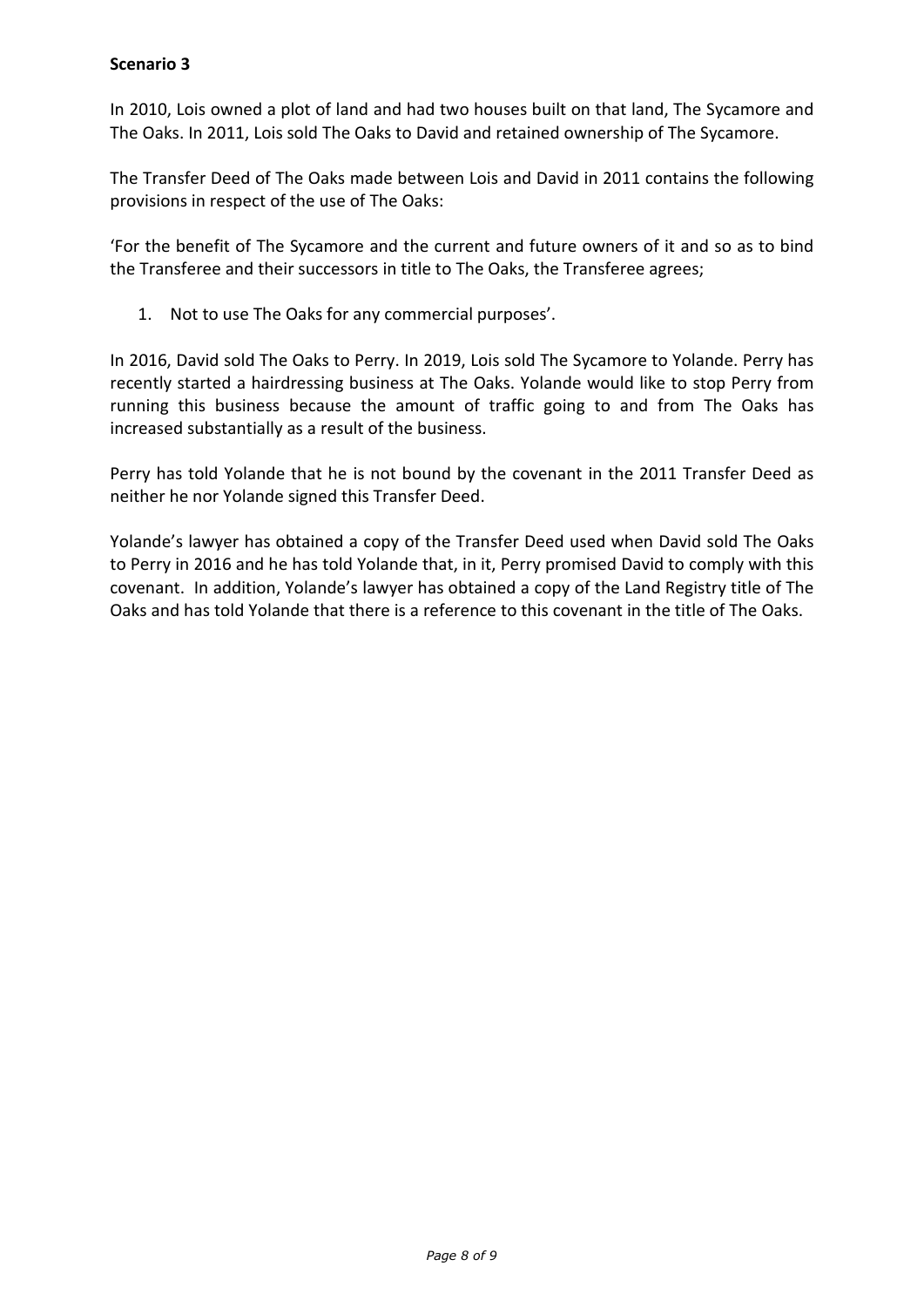**Scenario 3**

In 2010, Lois owned a plot of land and had two houses built on that land, The Sycamore and The Oaks. In 2011, Lois sold The Oaks to David and retained ownership of The Sycamore.

The Transfer Deed of The Oaks made between Lois and David in 2011 contains the following provisions in respect of the use of The Oaks:

'For the benefit of The Sycamore and the current and future owners of it and so as to bind the Transferee and their successors in title to The Oaks, the Transferee agrees;

1. Not to use The Oaks for any commercial purposes'.

In 2016, David sold The Oaks to Perry. In 2019, Lois sold The Sycamore to Yolande. Perry has recently started a hairdressing business at The Oaks. Yolande would like to stop Perry from running this business because the amount of traffic going to and from The Oaks has increased substantially as a result of the business.

Perry has told Yolande that he is not bound by the covenant in the 2011 Transfer Deed as neither he nor Yolande signed this Transfer Deed.

Yolande's lawyer has obtained a copy of the Transfer Deed used when David sold The Oaks to Perry in 2016 and he has told Yolande that, in it, Perry promised David to comply with this covenant. In addition, Yolande's lawyer has obtained a copy of the Land Registry title of The Oaks and has told Yolande that there is a reference to this covenant in the title of The Oaks.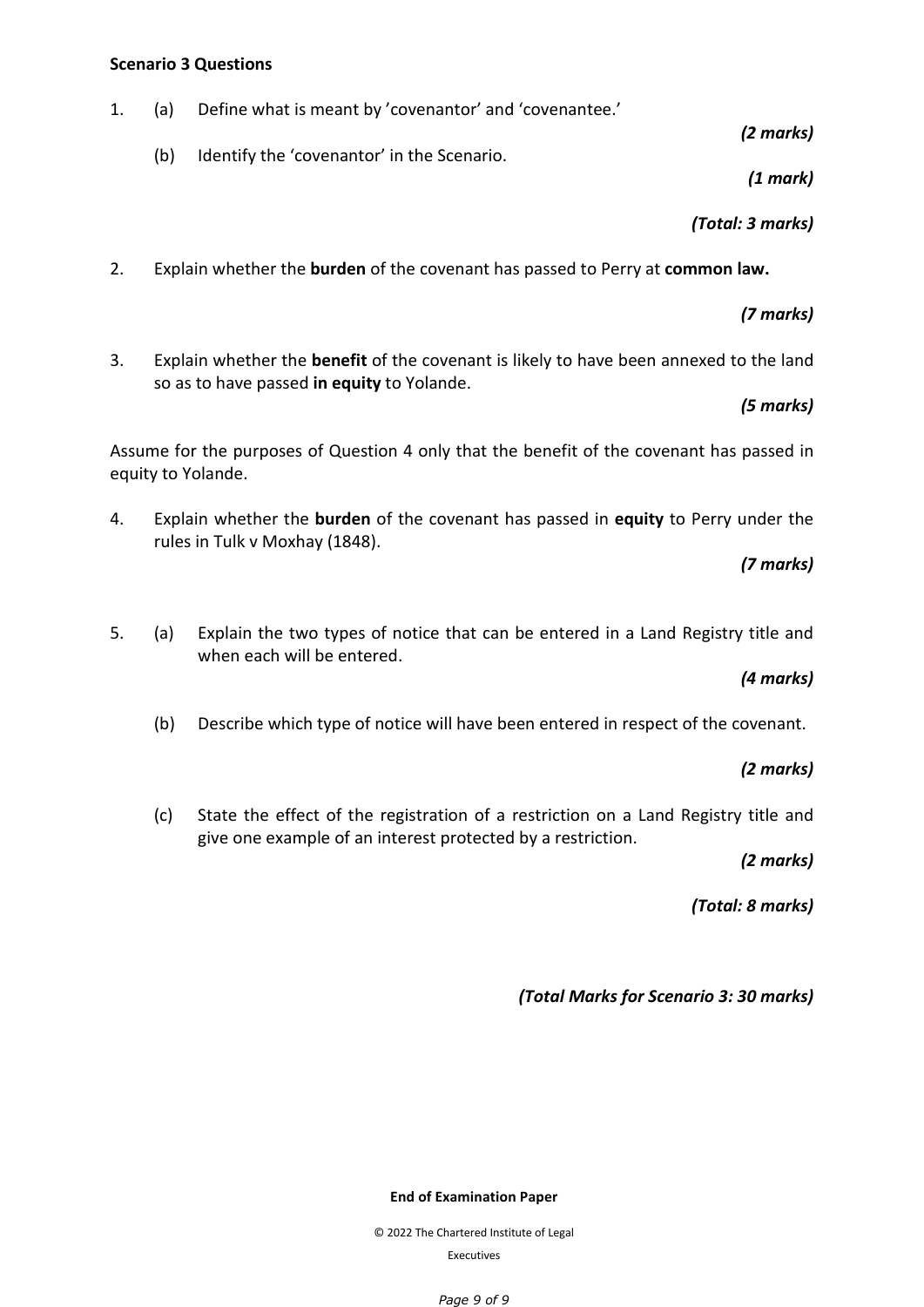**Scenario 3 Questions**

1. (a) Define what is meant by 'covenantor' and 'covenantee.'

   ***(2 marks)***

   (b) Identify the 'covenantor' in the Scenario.

   ***(1 mark)***

   ***(Total: 3 marks)***

2. Explain whether the **burden** of the covenant has passed to Perry at **common law.**

   ***(7 marks)***

3. Explain whether the **benefit** of the covenant is likely to have been annexed to the land so as to have passed **in equity** to Yolande.

   ***(5 marks)***

Assume for the purposes of Question 4 only that the benefit of the covenant has passed in equity to Yolande.

4. Explain whether the **burden** of the covenant has passed in **equity** to Perry under the rules in Tulk v Moxhay (1848).

   ***(7 marks)***

5. (a) Explain the two types of notice that can be entered in a Land Registry title and when each will be entered.

   ***(4 marks)***

   (b) Describe which type of notice will have been entered in respect of the covenant.

   ***(2 marks)***

   (c) State the effect of the registration of a restriction on a Land Registry title and give one example of an interest protected by a restriction.

   ***(2 marks)***

   ***(Total: 8 marks)***

***(Total Marks for Scenario 3: 30 marks)***

**End of Examination Paper**

© 2022 The Chartered Institute of Legal Executives